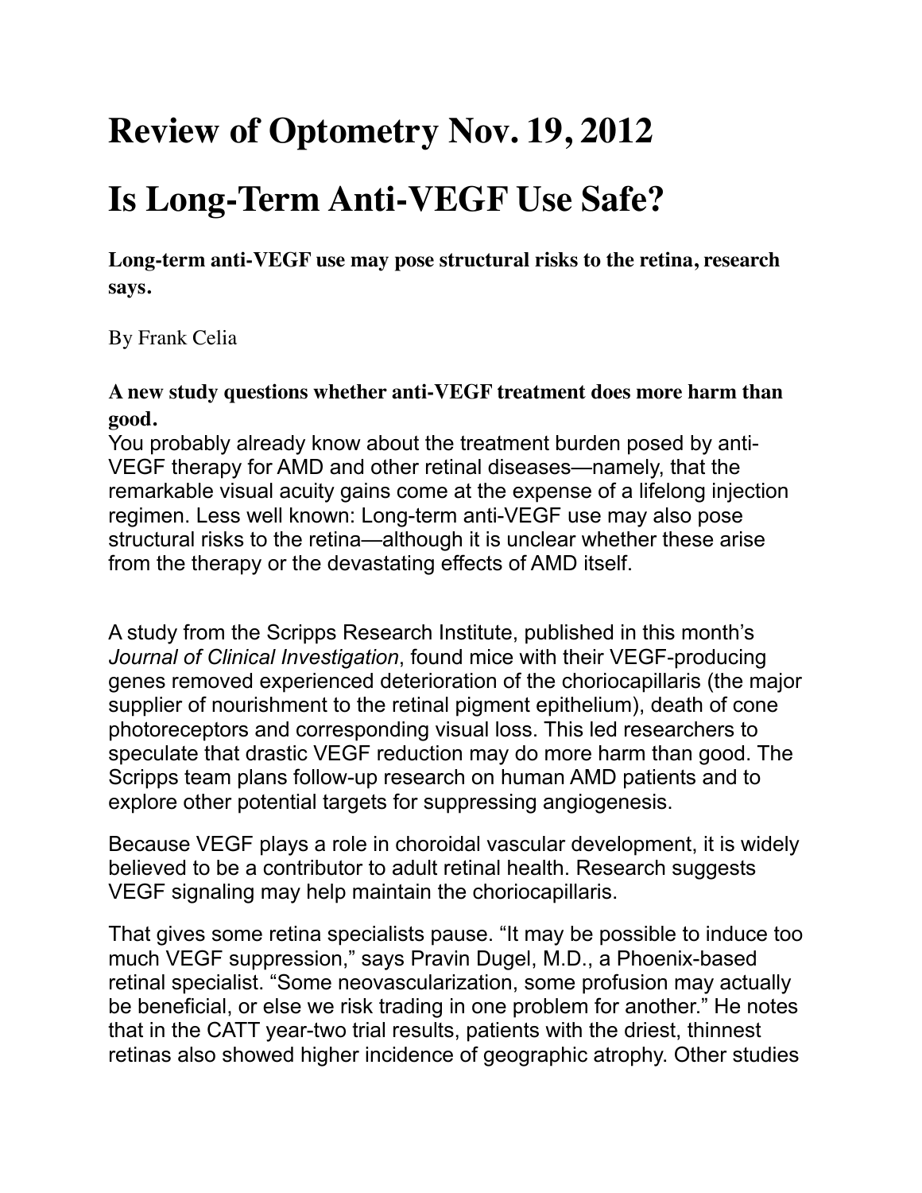# Review of Optometry Nov. 19, 2012

# Is Long-Term Anti-VEGF Use Safe?

**Long-term anti-VEGF use may pose structural risks to the retina, research says.**

By Frank Celia

**A new study questions whether anti-VEGF treatment does more harm than good.**

You probably already know about the treatment burden posed by anti-VEGF therapy for AMD and other retinal diseases—namely, that the remarkable visual acuity gains come at the expense of a lifelong injection regimen. Less well known: Long-term anti-VEGF use may also pose structural risks to the retina—although it is unclear whether these arise from the therapy or the devastating effects of AMD itself.

A study from the Scripps Research Institute, published in this month's *Journal of Clinical Investigation*, found mice with their VEGF-producing genes removed experienced deterioration of the choriocapillaris (the major supplier of nourishment to the retinal pigment epithelium), death of cone photoreceptors and corresponding visual loss. This led researchers to speculate that drastic VEGF reduction may do more harm than good. The Scripps team plans follow-up research on human AMD patients and to explore other potential targets for suppressing angiogenesis.

Because VEGF plays a role in choroidal vascular development, it is widely believed to be a contributor to adult retinal health. Research suggests VEGF signaling may help maintain the choriocapillaris.

That gives some retina specialists pause. "It may be possible to induce too much VEGF suppression," says Pravin Dugel, M.D., a Phoenix-based retinal specialist. "Some neovascularization, some profusion may actually be beneficial, or else we risk trading in one problem for another." He notes that in the CATT year-two trial results, patients with the driest, thinnest retinas also showed higher incidence of geographic atrophy. Other studies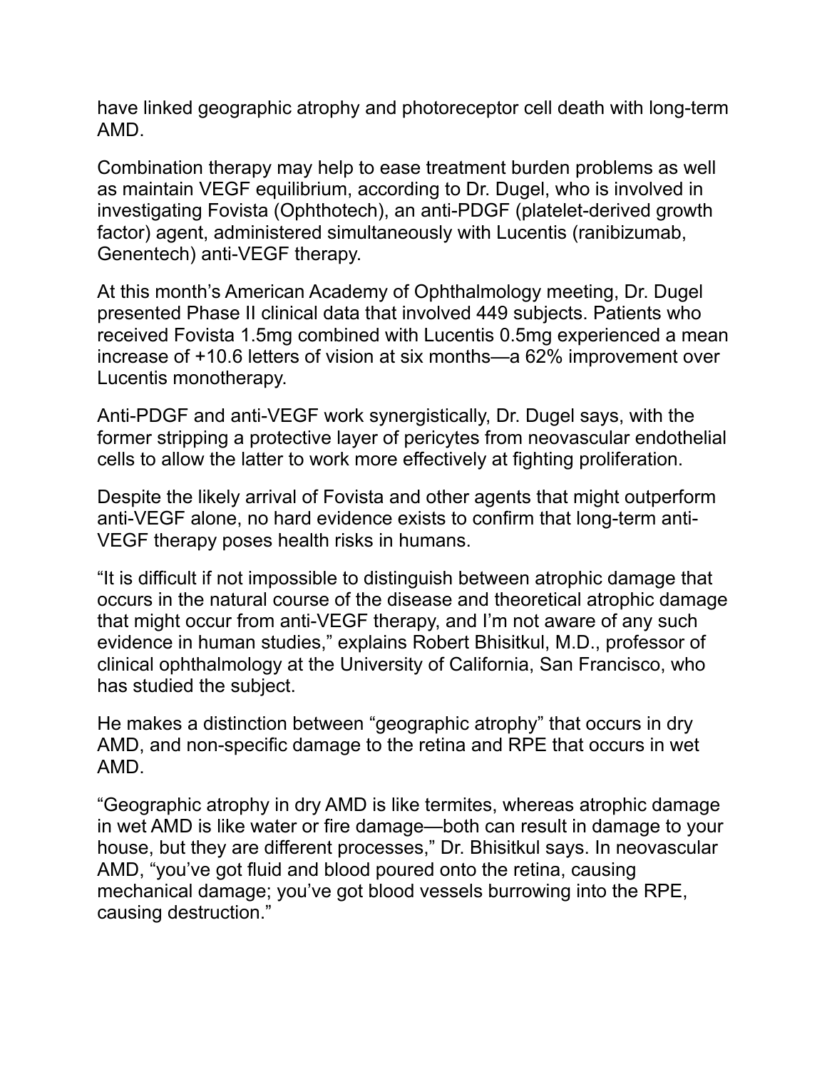have linked geographic atrophy and photoreceptor cell death with long-term AMD.

Combination therapy may help to ease treatment burden problems as well as maintain VEGF equilibrium, according to Dr. Dugel, who is involved in investigating Fovista (Ophthotech), an anti-PDGF (platelet-derived growth factor) agent, administered simultaneously with Lucentis (ranibizumab, Genentech) anti-VEGF therapy.

At this month's American Academy of Ophthalmology meeting, Dr. Dugel presented Phase II clinical data that involved 449 subjects. Patients who received Fovista 1.5mg combined with Lucentis 0.5mg experienced a mean increase of +10.6 letters of vision at six months—a 62% improvement over Lucentis monotherapy.

Anti-PDGF and anti-VEGF work synergistically, Dr. Dugel says, with the former stripping a protective layer of pericytes from neovascular endothelial cells to allow the latter to work more effectively at fighting proliferation.

Despite the likely arrival of Fovista and other agents that might outperform anti-VEGF alone, no hard evidence exists to confirm that long-term anti-VEGF therapy poses health risks in humans.

"It is difficult if not impossible to distinguish between atrophic damage that occurs in the natural course of the disease and theoretical atrophic damage that might occur from anti-VEGF therapy, and I'm not aware of any such evidence in human studies," explains Robert Bhisitkul, M.D., professor of clinical ophthalmology at the University of California, San Francisco, who has studied the subject.

He makes a distinction between "geographic atrophy" that occurs in dry AMD, and non-specific damage to the retina and RPE that occurs in wet AMD.

"Geographic atrophy in dry AMD is like termites, whereas atrophic damage in wet AMD is like water or fire damage—both can result in damage to your house, but they are different processes," Dr. Bhisitkul says. In neovascular AMD, "you've got fluid and blood poured onto the retina, causing mechanical damage; you've got blood vessels burrowing into the RPE, causing destruction."